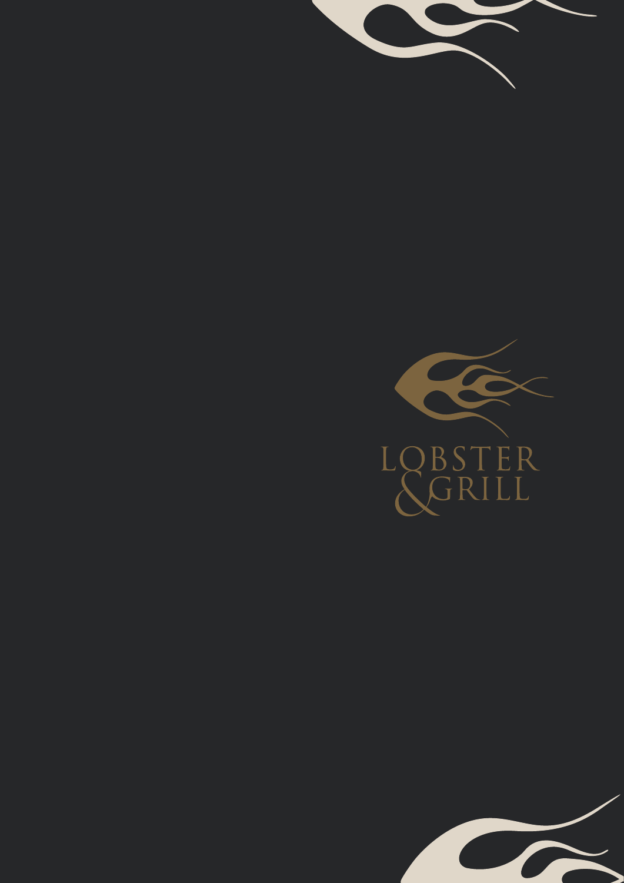LOBSTER
&GRILL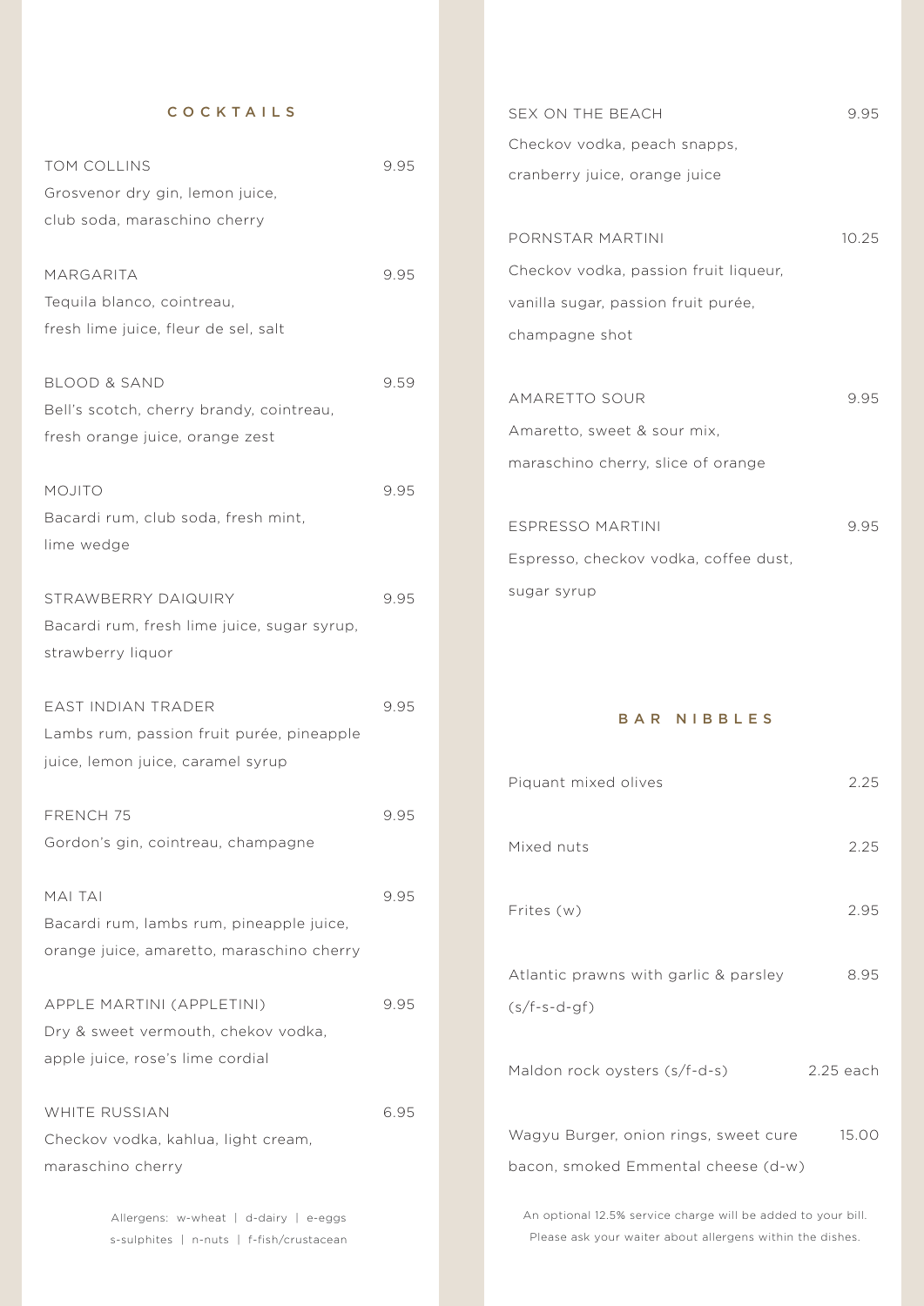## COCKTAILS

**TOM COLLINS** 9.95
Grosvenor dry gin, lemon juice, club soda, maraschino cherry

**MARGARITA** 9.95
Tequila blanco, cointreau, fresh lime juice, fleur de sel, salt

**BLOOD & SAND** 9.59
Bell's scotch, cherry brandy, cointreau, fresh orange juice, orange zest

**MOJITO** 9.95
Bacardi rum, club soda, fresh mint, lime wedge

**STRAWBERRY DAIQUIRY** 9.95
Bacardi rum, fresh lime juice, sugar syrup, strawberry liquor

**EAST INDIAN TRADER** 9.95
Lambs rum, passion fruit purée, pineapple juice, lemon juice, caramel syrup

**FRENCH 75** 9.95
Gordon's gin, cointreau, champagne

**MAI TAI** 9.95
Bacardi rum, lambs rum, pineapple juice, orange juice, amaretto, maraschino cherry

**APPLE MARTINI (APPLETINI)** 9.95
Dry & sweet vermouth, chekov vodka, apple juice, rose's lime cordial

**WHITE RUSSIAN** 6.95
Checkov vodka, kahlua, light cream, maraschino cherry

Allergens: w-wheat | d-dairy | e-eggs
s-sulphites | n-nuts | f-fish/crustacean

**SEX ON THE BEACH** 9.95
Checkov vodka, peach snapps, cranberry juice, orange juice

**PORNSTAR MARTINI** 10.25
Checkov vodka, passion fruit liqueur, vanilla sugar, passion fruit purée, champagne shot

**AMARETTO SOUR** 9.95
Amaretto, sweet & sour mix, maraschino cherry, slice of orange

**ESPRESSO MARTINI** 9.95
Espresso, checkov vodka, coffee dust, sugar syrup

## BAR NIBBLES

| | |
|---|---|
| Piquant mixed olives | 2.25 |
| Mixed nuts | 2.25 |
| Frites (w) | 2.95 |
| Atlantic prawns with garlic & parsley (s/f-s-d-gf) | 8.95 |
| Maldon rock oysters (s/f-d-s) | 2.25 each |
| Wagyu Burger, onion rings, sweet cure bacon, smoked Emmental cheese (d-w) | 15.00 |

An optional 12.5% service charge will be added to your bill.
Please ask your waiter about allergens within the dishes.